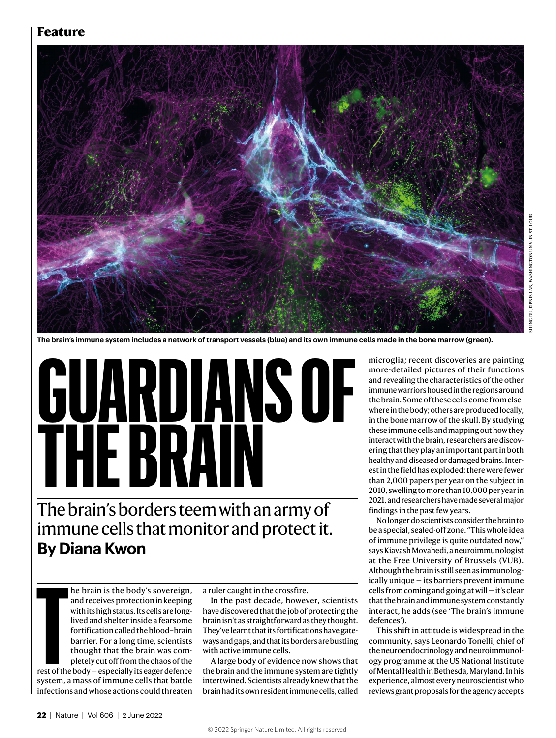Feature

The brain's immune system includes a network of transport vessels (blue) and its own immune cells made in the bone marrow (green).

SILING DU, KIPNIS LAB, WASHINGTON UNIV. IN ST. LOUIS

# GUARDIANS OF THE BRAIN

## The brain's borders teem with an army of immune cells that monitor and protect it.

**By Diana Kwon**

The brain is the body's sovereign, and receives protection in keeping with its high status. Its cells are long-lived and shelter inside a fearsome fortification called the blood–brain barrier. For a long time, scientists thought that the brain was completely cut off from the chaos of the rest of the body — especially its eager defence system, a mass of immune cells that battle infections and whose actions could threaten a ruler caught in the crossfire.

In the past decade, however, scientists have discovered that the job of protecting the brain isn't as straightforward as they thought. They've learnt that its fortifications have gateways and gaps, and that its borders are bustling with active immune cells.

A large body of evidence now shows that the brain and the immune system are tightly intertwined. Scientists already knew that the brain had its own resident immune cells, called microglia; recent discoveries are painting more-detailed pictures of their functions and revealing the characteristics of the other immune warriors housed in the regions around the brain. Some of these cells come from elsewhere in the body; others are produced locally, in the bone marrow of the skull. By studying these immune cells and mapping out how they interact with the brain, researchers are discovering that they play an important part in both healthy and diseased or damaged brains. Interest in the field has exploded: there were fewer than 2,000 papers per year on the subject in 2010, swelling to more than 10,000 per year in 2021, and researchers have made several major findings in the past few years.

No longer do scientists consider the brain to be a special, sealed-off zone. "This whole idea of immune privilege is quite outdated now," says Kiavash Movahedi, a neuroimmunologist at the Free University of Brussels (VUB). Although the brain is still seen as immunologically unique — its barriers prevent immune cells from coming and going at will — it's clear that the brain and immune system constantly interact, he adds (see 'The brain's immune defences').

This shift in attitude is widespread in the community, says Leonardo Tonelli, chief of the neuroendocrinology and neuroimmunology programme at the US National Institute of Mental Health in Bethesda, Maryland. In his experience, almost every neuroscientist who reviews grant proposals for the agency accepts

© 2022 Springer Nature Limited. All rights reserved.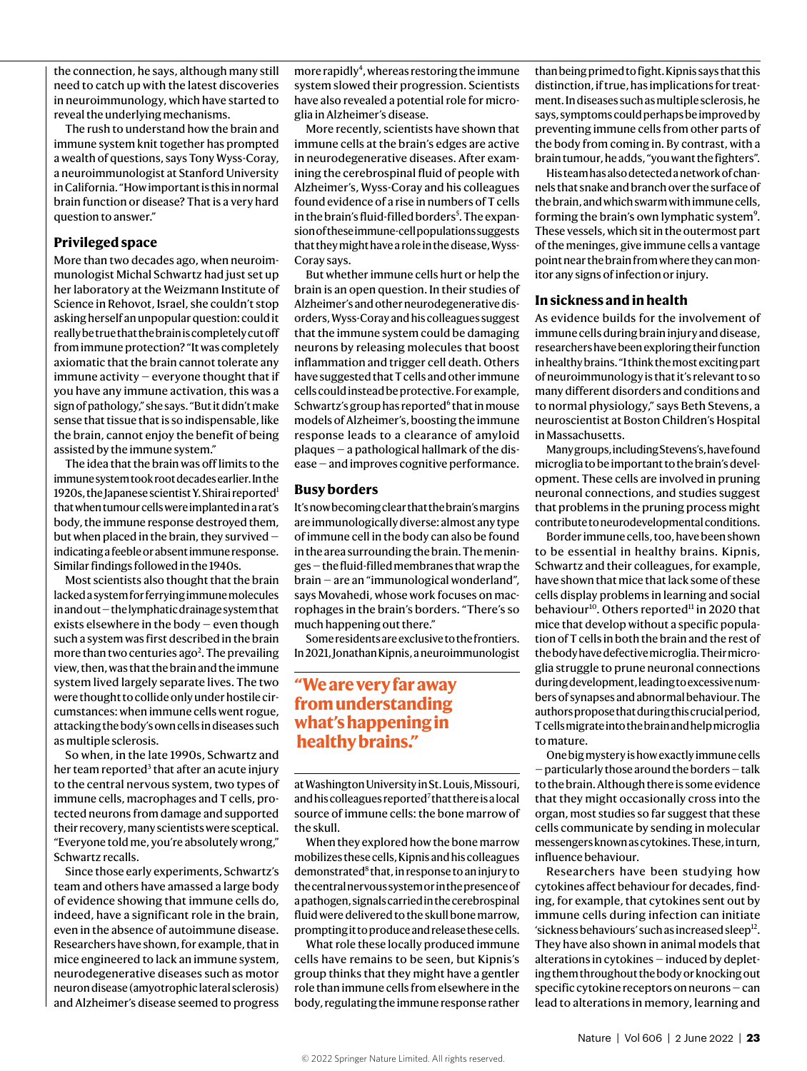the connection, he says, although many still need to catch up with the latest discoveries in neuroimmunology, which have started to reveal the underlying mechanisms.

The rush to understand how the brain and immune system knit together has prompted a wealth of questions, says Tony Wyss-Coray, a neuroimmunologist at Stanford University in California. "How important is this in normal brain function or disease? That is a very hard question to answer."

## Privileged space

More than two decades ago, when neuroimmunologist Michal Schwartz had just set up her laboratory at the Weizmann Institute of Science in Rehovot, Israel, she couldn't stop asking herself an unpopular question: could it really be true that the brain is completely cut off from immune protection? "It was completely axiomatic that the brain cannot tolerate any immune activity — everyone thought that if you have any immune activation, this was a sign of pathology," she says. "But it didn't make sense that tissue that is so indispensable, like the brain, cannot enjoy the benefit of being assisted by the immune system."

The idea that the brain was off limits to the immune system took root decades earlier. In the 1920s, the Japanese scientist Y. Shirai reported[1] that when tumour cells were implanted in a rat's body, the immune response destroyed them, but when placed in the brain, they survived — indicating a feeble or absent immune response. Similar findings followed in the 1940s.

Most scientists also thought that the brain lacked a system for ferrying immune molecules in and out — the lymphatic drainage system that exists elsewhere in the body — even though such a system was first described in the brain more than two centuries ago[2]. The prevailing view, then, was that the brain and the immune system lived largely separate lives. The two were thought to collide only under hostile circumstances: when immune cells went rogue, attacking the body's own cells in diseases such as multiple sclerosis.

So when, in the late 1990s, Schwartz and her team reported[3] that after an acute injury to the central nervous system, two types of immune cells, macrophages and T cells, protected neurons from damage and supported their recovery, many scientists were sceptical. "Everyone told me, you're absolutely wrong," Schwartz recalls.

Since those early experiments, Schwartz's team and others have amassed a large body of evidence showing that immune cells do, indeed, have a significant role in the brain, even in the absence of autoimmune disease. Researchers have shown, for example, that in mice engineered to lack an immune system, neurodegenerative diseases such as motor neuron disease (amyotrophic lateral sclerosis) and Alzheimer's disease seemed to progress more rapidly[4], whereas restoring the immune system slowed their progression. Scientists have also revealed a potential role for microglia in Alzheimer's disease.

More recently, scientists have shown that immune cells at the brain's edges are active in neurodegenerative diseases. After examining the cerebrospinal fluid of people with Alzheimer's, Wyss-Coray and his colleagues found evidence of a rise in numbers of T cells in the brain's fluid-filled borders[5]. The expansion of these immune-cell populations suggests that they might have a role in the disease, Wyss-Coray says.

But whether immune cells hurt or help the brain is an open question. In their studies of Alzheimer's and other neurodegenerative disorders, Wyss-Coray and his colleagues suggest that the immune system could be damaging neurons by releasing molecules that boost inflammation and trigger cell death. Others have suggested that T cells and other immune cells could instead be protective. For example, Schwartz's group has reported[6] that in mouse models of Alzheimer's, boosting the immune response leads to a clearance of amyloid plaques — a pathological hallmark of the disease — and improves cognitive performance.

## Busy borders

It's now becoming clear that the brain's margins are immunologically diverse: almost any type of immune cell in the body can also be found in the area surrounding the brain. The meninges — the fluid-filled membranes that wrap the brain — are an "immunological wonderland", says Movahedi, whose work focuses on macrophages in the brain's borders. "There's so much happening out there."

Some residents are exclusive to the frontiers. In 2021, Jonathan Kipnis, a neuroimmunologist at Washington University in St. Louis, Missouri, and his colleagues reported[7] that there is a local source of immune cells: the bone marrow of the skull.

> **"We are very far away from understanding what's happening in healthy brains."**

When they explored how the bone marrow mobilizes these cells, Kipnis and his colleagues demonstrated[8] that, in response to an injury to the central nervous system or in the presence of a pathogen, signals carried in the cerebrospinal fluid were delivered to the skull bone marrow, prompting it to produce and release these cells.

What role these locally produced immune cells have remains to be seen, but Kipnis's group thinks that they might have a gentler role than immune cells from elsewhere in the body, regulating the immune response rather than being primed to fight. Kipnis says that this distinction, if true, has implications for treatment. In diseases such as multiple sclerosis, he says, symptoms could perhaps be improved by preventing immune cells from other parts of the body from coming in. By contrast, with a brain tumour, he adds, "you want the fighters".

His team has also detected a network of channels that snake and branch over the surface of the brain, and which swarm with immune cells, forming the brain's own lymphatic system[9]. These vessels, which sit in the outermost part of the meninges, give immune cells a vantage point near the brain from where they can monitor any signs of infection or injury.

## In sickness and in health

As evidence builds for the involvement of immune cells during brain injury and disease, researchers have been exploring their function in healthy brains. "I think the most exciting part of neuroimmunology is that it's relevant to so many different disorders and conditions and to normal physiology," says Beth Stevens, a neuroscientist at Boston Children's Hospital in Massachusetts.

Many groups, including Stevens's, have found microglia to be important to the brain's development. These cells are involved in pruning neuronal connections, and studies suggest that problems in the pruning process might contribute to neurodevelopmental conditions.

Border immune cells, too, have been shown to be essential in healthy brains. Kipnis, Schwartz and their colleagues, for example, have shown that mice that lack some of these cells display problems in learning and social behaviour[10]. Others reported[11] in 2020 that mice that develop without a specific population of T cells in both the brain and the rest of the body have defective microglia. Their microglia struggle to prune neuronal connections during development, leading to excessive numbers of synapses and abnormal behaviour. The authors propose that during this crucial period, T cells migrate into the brain and help microglia to mature.

One big mystery is how exactly immune cells — particularly those around the borders — talk to the brain. Although there is some evidence that they might occasionally cross into the organ, most studies so far suggest that these cells communicate by sending in molecular messengers known as cytokines. These, in turn, influence behaviour.

Researchers have been studying how cytokines affect behaviour for decades, finding, for example, that cytokines sent out by immune cells during infection can initiate 'sickness behaviours' such as increased sleep[12]. They have also shown in animal models that alterations in cytokines — induced by depleting them throughout the body or knocking out specific cytokine receptors on neurons — can lead to alterations in memory, learning and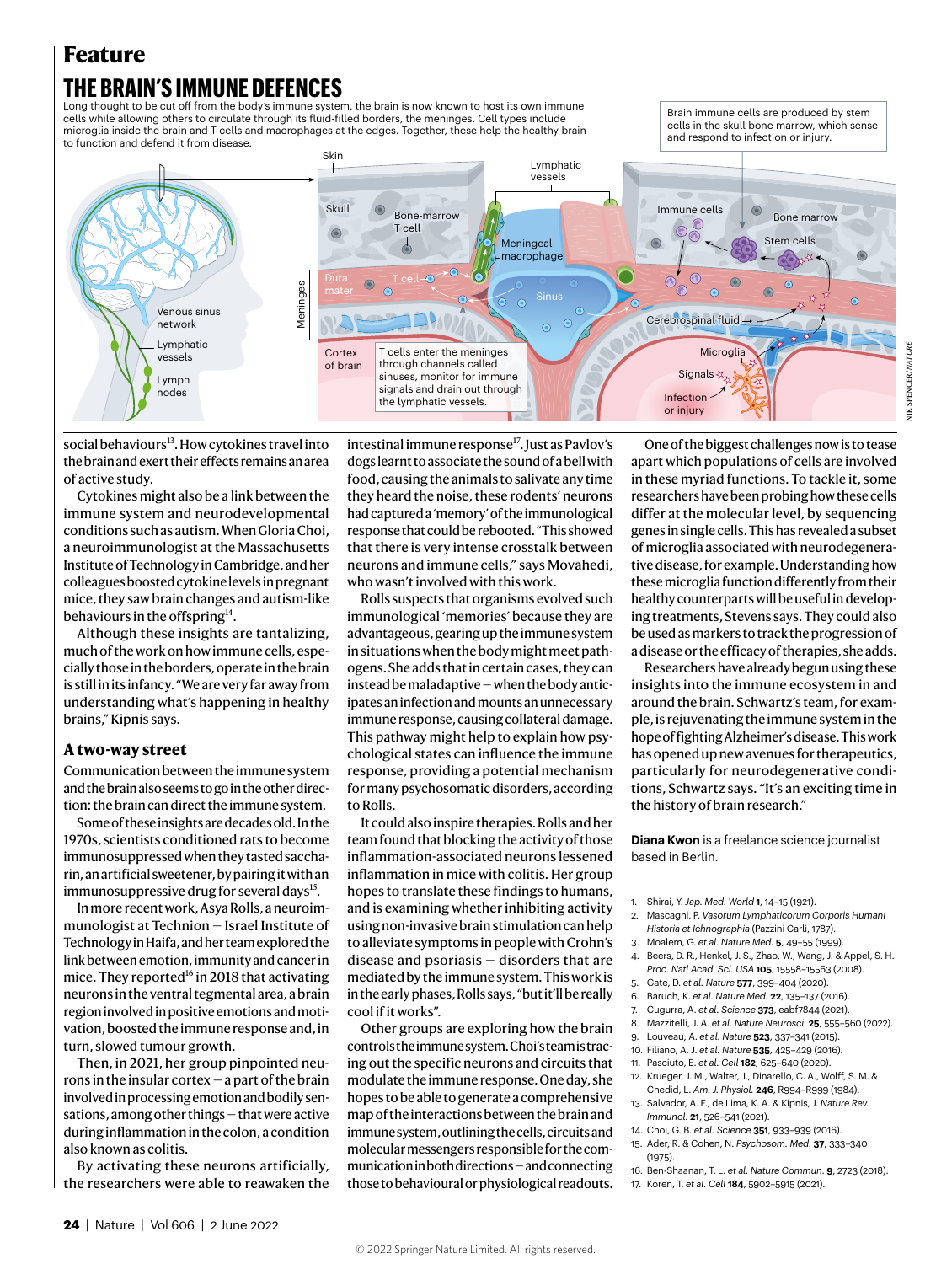## Feature

# THE BRAIN'S IMMUNE DEFENCES

Long thought to be cut off from the body's immune system, the brain is now known to host its own immune cells while allowing others to circulate through its fluid-filled borders, the meninges. Cell types include microglia inside the brain and T cells and macrophages at the edges. Together, these help the healthy brain to function and defend it from disease.

Brain immune cells are produced by stem cells in the skull bone marrow, which sense and respond to infection or injury.

Skin

Lymphatic vessels

Skull

Bone-marrow T cell

Meningeal macrophage

Immune cells

Bone marrow

Stem cells

Meninges

Dura mater

T cell

Sinus

Cerebrospinal fluid

Venous sinus network

Lymphatic vessels

Lymph nodes

Cortex of brain

T cells enter the meninges through channels called sinuses, monitor for immune signals and drain out through the lymphatic vessels.

Microglia

Signals

Infection or injury

NIK SPENCER/NATURE

social behaviours[13]. How cytokines travel into the brain and exert their effects remains an area of active study.

Cytokines might also be a link between the immune system and neurodevelopmental conditions such as autism. When Gloria Choi, a neuroimmunologist at the Massachusetts Institute of Technology in Cambridge, and her colleagues boosted cytokine levels in pregnant mice, they saw brain changes and autism-like behaviours in the offspring[14].

Although these insights are tantalizing, much of the work on how immune cells, especially those in the borders, operate in the brain is still in its infancy. "We are very far away from understanding what's happening in healthy brains," Kipnis says.

### A two-way street

Communication between the immune system and the brain also seems to go in the other direction: the brain can direct the immune system.

Some of these insights are decades old. In the 1970s, scientists conditioned rats to become immunosuppressed when they tasted saccharin, an artificial sweetener, by pairing it with an immunosuppressive drug for several days[15].

In more recent work, Asya Rolls, a neuroimmunologist at Technion – Israel Institute of Technology in Haifa, and her team explored the link between emotion, immunity and cancer in mice. They reported[16] in 2018 that activating neurons in the ventral tegmental area, a brain region involved in positive emotions and motivation, boosted the immune response and, in turn, slowed tumour growth.

Then, in 2021, her group pinpointed neurons in the insular cortex – a part of the brain involved in processing emotion and bodily sensations, among other things – that were active during inflammation in the colon, a condition also known as colitis.

By activating these neurons artificially, the researchers were able to reawaken the intestinal immune response[17]. Just as Pavlov's dogs learnt to associate the sound of a bell with food, causing the animals to salivate any time they heard the noise, these rodents' neurons had captured a 'memory' of the immunological response that could be rebooted. "This showed that there is very intense crosstalk between neurons and immune cells," says Movahedi, who wasn't involved with this work.

Rolls suspects that organisms evolved such immunological 'memories' because they are advantageous, gearing up the immune system in situations when the body might meet pathogens. She adds that in certain cases, they can instead be maladaptive – when the body anticipates an infection and mounts an unnecessary immune response, causing collateral damage. This pathway might help to explain how psychological states can influence the immune response, providing a potential mechanism for many psychosomatic disorders, according to Rolls.

It could also inspire therapies. Rolls and her team found that blocking the activity of those inflammation-associated neurons lessened inflammation in mice with colitis. Her group hopes to translate these findings to humans, and is examining whether inhibiting activity using non-invasive brain stimulation can help to alleviate symptoms in people with Crohn's disease and psoriasis – disorders that are mediated by the immune system. This work is in the early phases, Rolls says, "but it'll be really cool if it works".

Other groups are exploring how the brain controls the immune system. Choi's team is tracing out the specific neurons and circuits that modulate the immune response. One day, she hopes to be able to generate a comprehensive map of the interactions between the brain and immune system, outlining the cells, circuits and molecular messengers responsible for the communication in both directions – and connecting those to behavioural or physiological readouts.

One of the biggest challenges now is to tease apart which populations of cells are involved in these myriad functions. To tackle it, some researchers have been probing how these cells differ at the molecular level, by sequencing genes in single cells. This has revealed a subset of microglia associated with neurodegenerative disease, for example. Understanding how these microglia function differently from their healthy counterparts will be useful in developing treatments, Stevens says. They could also be used as markers to track the progression of a disease or the efficacy of therapies, she adds.

Researchers have already begun using these insights into the immune ecosystem in and around the brain. Schwartz's team, for example, is rejuvenating the immune system in the hope of fighting Alzheimer's disease. This work has opened up new avenues for therapeutics, particularly for neurodegenerative conditions, Schwartz says. "It's an exciting time in the history of brain research."

**Diana Kwon** is a freelance science journalist based in Berlin.

1. Shirai, Y. *Jap. Med. World* **1**, 14–15 (1921).
2. Mascagni, P. *Vasorum Lymphaticorum Corporis Humani Historia et Ichnographia* (Pazzini Carli, 1787).
3. Moalem, G. *et al. Nature Med.* **5**, 49–55 (1999).
4. Beers, D. R., Henkel, J. S., Zhao, W., Wang, J. & Appel, S. H. *Proc. Natl Acad. Sci. USA* **105**, 15558–15563 (2008).
5. Gate, D. *et al. Nature* **577**, 399–404 (2020).
6. Baruch, K. *et al. Nature Med.* **22**, 135–137 (2016).
7. Cugurra, A. *et al. Science* **373**, eabf7844 (2021).
8. Mazzitelli, J. A. *et al. Nature Neurosci.* **25**, 555–560 (2022).
9. Louveau, A. *et al. Nature* **523**, 337–341 (2015).
10. Filiano, A. J. *et al. Nature* **535**, 425–429 (2016).
11. Pasciuto, E. *et al. Cell* **182**, 625–640 (2020).
12. Krueger, J. M., Walter, J., Dinarello, C. A., Wolff, S. M. & Chedid, L. *Am. J. Physiol.* **246**, R994–R999 (1984).
13. Salvador, A. F., de Lima, K. A. & Kipnis, J. *Nature Rev. Immunol.* **21**, 526–541 (2021).
14. Choi, G. B. *et al. Science* **351**, 933–939 (2016).
15. Ader, R. & Cohen, N. *Psychosom. Med.* **37**, 333–340 (1975).
16. Ben-Shaanan, T. L. *et al. Nature Commun.* **9**, 2723 (2018).
17. Koren, T. *et al. Cell* **184**, 5902–5915 (2021).

© 2022 Springer Nature Limited. All rights reserved.